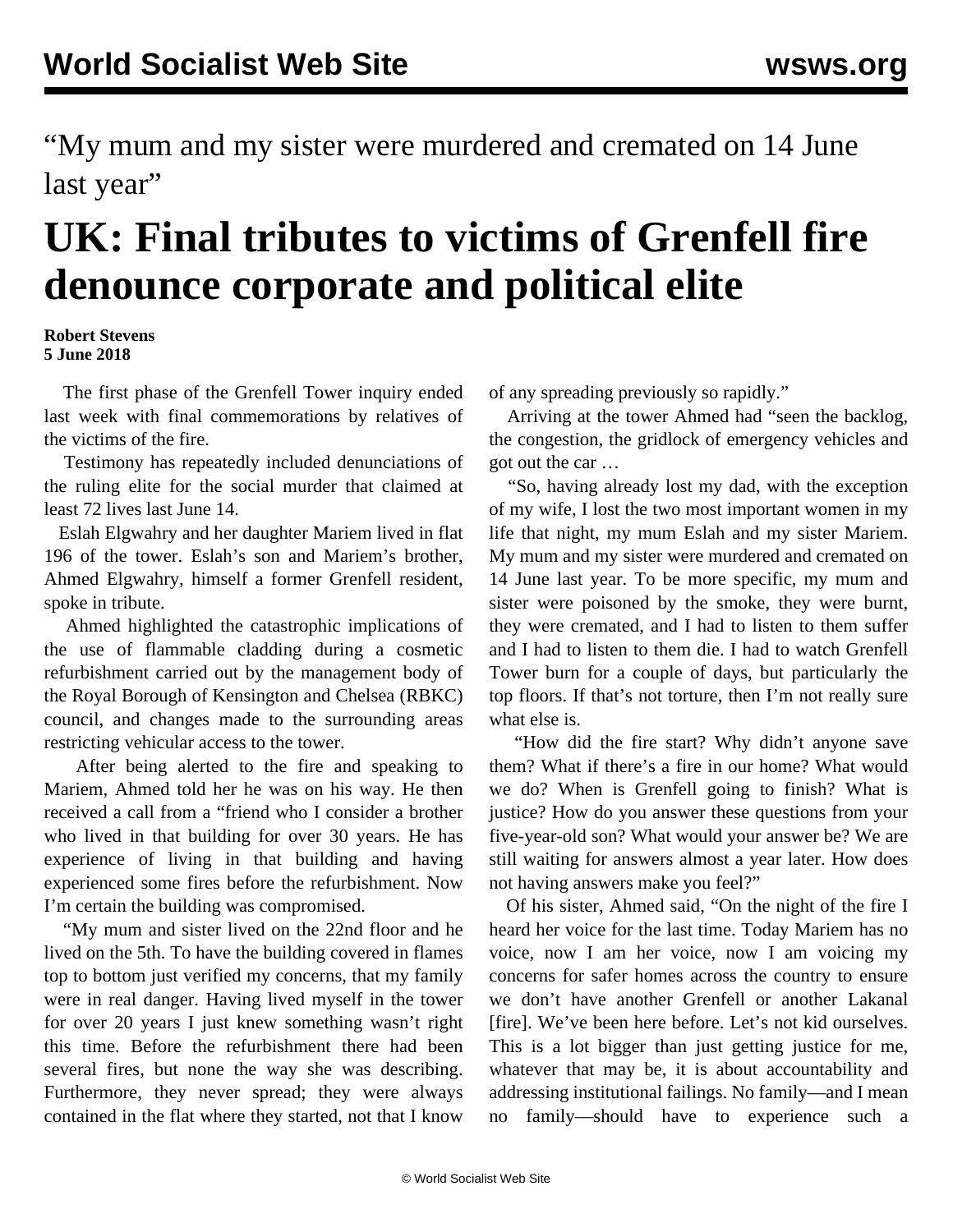“My mum and my sister were murdered and cremated on 14 June last year”

# UK: Final tributes to victims of Grenfell fire denounce corporate and political elite

**Robert Stevens**
**5 June 2018**

The first phase of the Grenfell Tower inquiry ended last week with final commemorations by relatives of the victims of the fire.

Testimony has repeatedly included denunciations of the ruling elite for the social murder that claimed at least 72 lives last June 14.

Eslah Elgwahry and her daughter Mariem lived in flat 196 of the tower. Eslah’s son and Mariem’s brother, Ahmed Elgwahry, himself a former Grenfell resident, spoke in tribute.

Ahmed highlighted the catastrophic implications of the use of flammable cladding during a cosmetic refurbishment carried out by the management body of the Royal Borough of Kensington and Chelsea (RBKC) council, and changes made to the surrounding areas restricting vehicular access to the tower.

After being alerted to the fire and speaking to Mariem, Ahmed told her he was on his way. He then received a call from a “friend who I consider a brother who lived in that building for over 30 years. He has experience of living in that building and having experienced some fires before the refurbishment. Now I’m certain the building was compromised.

“My mum and sister lived on the 22nd floor and he lived on the 5th. To have the building covered in flames top to bottom just verified my concerns, that my family were in real danger. Having lived myself in the tower for over 20 years I just knew something wasn’t right this time. Before the refurbishment there had been several fires, but none the way she was describing. Furthermore, they never spread; they were always contained in the flat where they started, not that I know of any spreading previously so rapidly.”

Arriving at the tower Ahmed had “seen the backlog, the congestion, the gridlock of emergency vehicles and got out the car …

“So, having already lost my dad, with the exception of my wife, I lost the two most important women in my life that night, my mum Eslah and my sister Mariem. My mum and my sister were murdered and cremated on 14 June last year. To be more specific, my mum and sister were poisoned by the smoke, they were burnt, they were cremated, and I had to listen to them suffer and I had to listen to them die. I had to watch Grenfell Tower burn for a couple of days, but particularly the top floors. If that’s not torture, then I’m not really sure what else is.

“How did the fire start? Why didn’t anyone save them? What if there’s a fire in our home? What would we do? When is Grenfell going to finish? What is justice? How do you answer these questions from your five-year-old son? What would your answer be? We are still waiting for answers almost a year later. How does not having answers make you feel?”

Of his sister, Ahmed said, “On the night of the fire I heard her voice for the last time. Today Mariem has no voice, now I am her voice, now I am voicing my concerns for safer homes across the country to ensure we don’t have another Grenfell or another Lakanal [fire]. We’ve been here before. Let’s not kid ourselves. This is a lot bigger than just getting justice for me, whatever that may be, it is about accountability and addressing institutional failings. No family—and I mean no family—should have to experience such a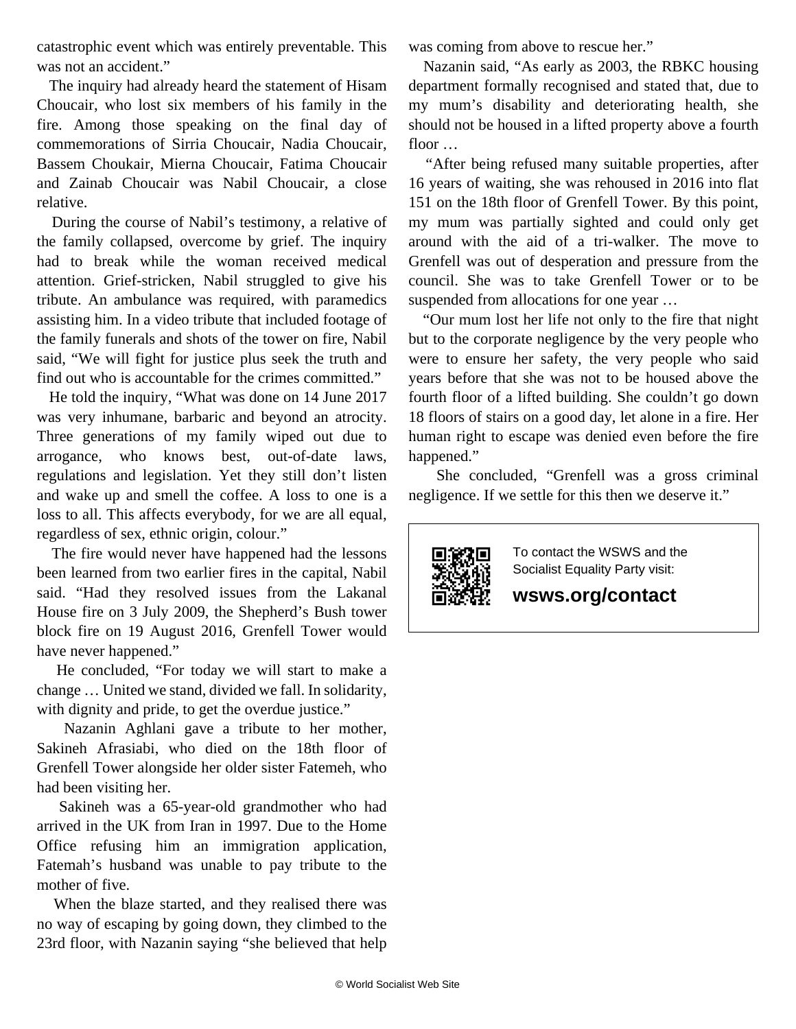catastrophic event which was entirely preventable. This was not an accident."

The inquiry had already heard the statement of Hisam Choucair, who lost six members of his family in the fire. Among those speaking on the final day of commemorations of Sirria Choucair, Nadia Choucair, Bassem Choukair, Mierna Choucair, Fatima Choucair and Zainab Choucair was Nabil Choucair, a close relative.

During the course of Nabil's testimony, a relative of the family collapsed, overcome by grief. The inquiry had to break while the woman received medical attention. Grief-stricken, Nabil struggled to give his tribute. An ambulance was required, with paramedics assisting him. In a video tribute that included footage of the family funerals and shots of the tower on fire, Nabil said, "We will fight for justice plus seek the truth and find out who is accountable for the crimes committed."

He told the inquiry, "What was done on 14 June 2017 was very inhumane, barbaric and beyond an atrocity. Three generations of my family wiped out due to arrogance, who knows best, out-of-date laws, regulations and legislation. Yet they still don't listen and wake up and smell the coffee. A loss to one is a loss to all. This affects everybody, for we are all equal, regardless of sex, ethnic origin, colour."

The fire would never have happened had the lessons been learned from two earlier fires in the capital, Nabil said. "Had they resolved issues from the Lakanal House fire on 3 July 2009, the Shepherd's Bush tower block fire on 19 August 2016, Grenfell Tower would have never happened."

He concluded, "For today we will start to make a change … United we stand, divided we fall. In solidarity, with dignity and pride, to get the overdue justice."

Nazanin Aghlani gave a tribute to her mother, Sakineh Afrasiabi, who died on the 18th floor of Grenfell Tower alongside her older sister Fatemeh, who had been visiting her.

Sakineh was a 65-year-old grandmother who had arrived in the UK from Iran in 1997. Due to the Home Office refusing him an immigration application, Fatemah's husband was unable to pay tribute to the mother of five.

When the blaze started, and they realised there was no way of escaping by going down, they climbed to the 23rd floor, with Nazanin saying "she believed that help was coming from above to rescue her."

Nazanin said, "As early as 2003, the RBKC housing department formally recognised and stated that, due to my mum's disability and deteriorating health, she should not be housed in a lifted property above a fourth floor …

"After being refused many suitable properties, after 16 years of waiting, she was rehoused in 2016 into flat 151 on the 18th floor of Grenfell Tower. By this point, my mum was partially sighted and could only get around with the aid of a tri-walker. The move to Grenfell was out of desperation and pressure from the council. She was to take Grenfell Tower or to be suspended from allocations for one year …

"Our mum lost her life not only to the fire that night but to the corporate negligence by the very people who were to ensure her safety, the very people who said years before that she was not to be housed above the fourth floor of a lifted building. She couldn't go down 18 floors of stairs on a good day, let alone in a fire. Her human right to escape was denied even before the fire happened."

She concluded, "Grenfell was a gross criminal negligence. If we settle for this then we deserve it."

To contact the WSWS and the Socialist Equality Party visit:

**wsws.org/contact**